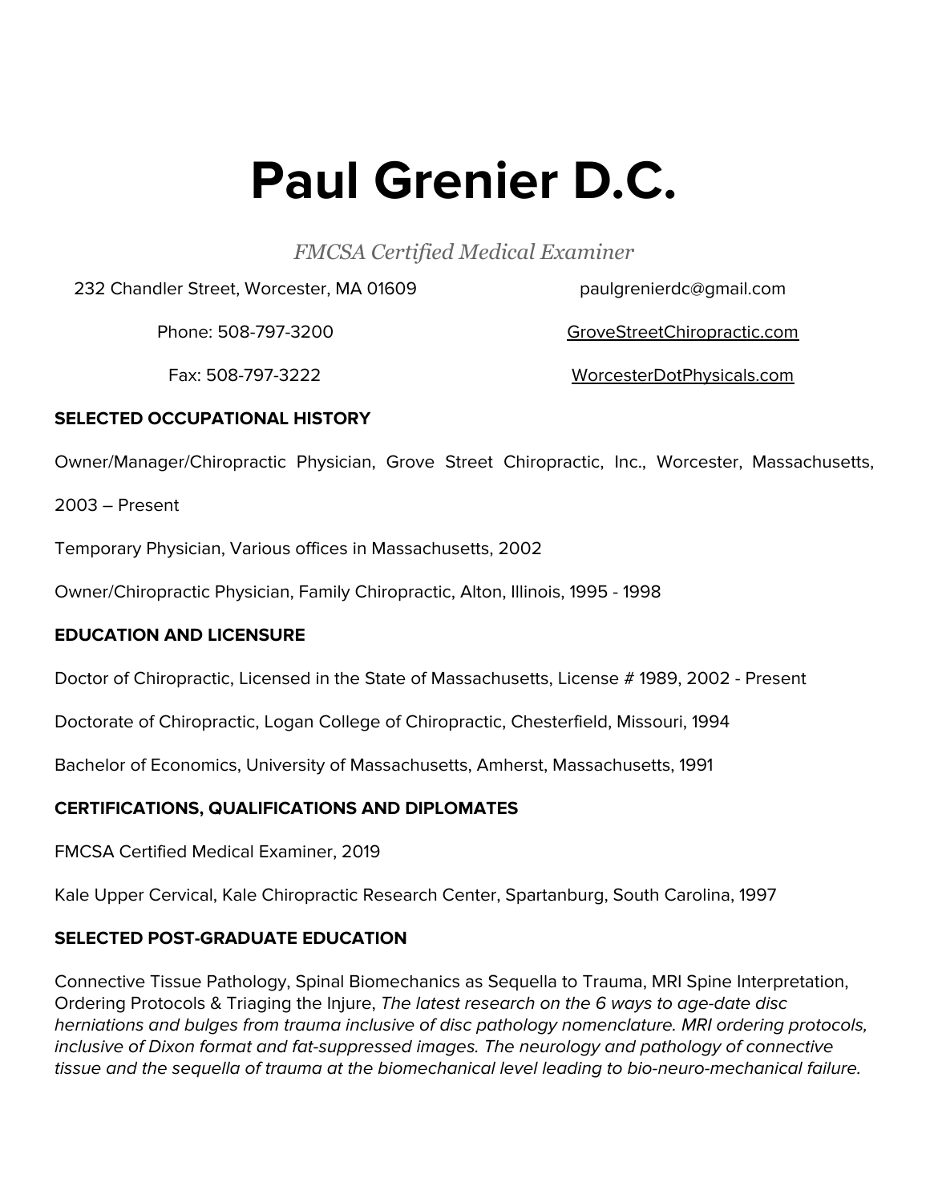# Paul Grenier D.C.

*FMCSA Certified Medical Examiner*

232 Chandler Street, Worcester, MA 01609

paulgrenierdc@gmail.com

Phone: 508-797-3200

GroveStreetChiropractic.com

Fax: 508-797-3222

WorcesterDotPhysicals.com

**SELECTED OCCUPATIONAL HISTORY**

Owner/Manager/Chiropractic Physician, Grove Street Chiropractic, Inc., Worcester, Massachusetts, 2003 – Present

Temporary Physician, Various offices in Massachusetts, 2002

Owner/Chiropractic Physician, Family Chiropractic, Alton, Illinois, 1995 - 1998

**EDUCATION AND LICENSURE**

Doctor of Chiropractic, Licensed in the State of Massachusetts, License # 1989, 2002 - Present

Doctorate of Chiropractic, Logan College of Chiropractic, Chesterfield, Missouri, 1994

Bachelor of Economics, University of Massachusetts, Amherst, Massachusetts, 1991

**CERTIFICATIONS, QUALIFICATIONS AND DIPLOMATES**

FMCSA Certified Medical Examiner, 2019

Kale Upper Cervical, Kale Chiropractic Research Center, Spartanburg, South Carolina, 1997

**SELECTED POST-GRADUATE EDUCATION**

Connective Tissue Pathology, Spinal Biomechanics as Sequella to Trauma, MRI Spine Interpretation, Ordering Protocols & Triaging the Injure, *The latest research on the 6 ways to age-date disc herniations and bulges from trauma inclusive of disc pathology nomenclature. MRI ordering protocols, inclusive of Dixon format and fat-suppressed images. The neurology and pathology of connective tissue and the sequella of trauma at the biomechanical level leading to bio-neuro-mechanical failure.*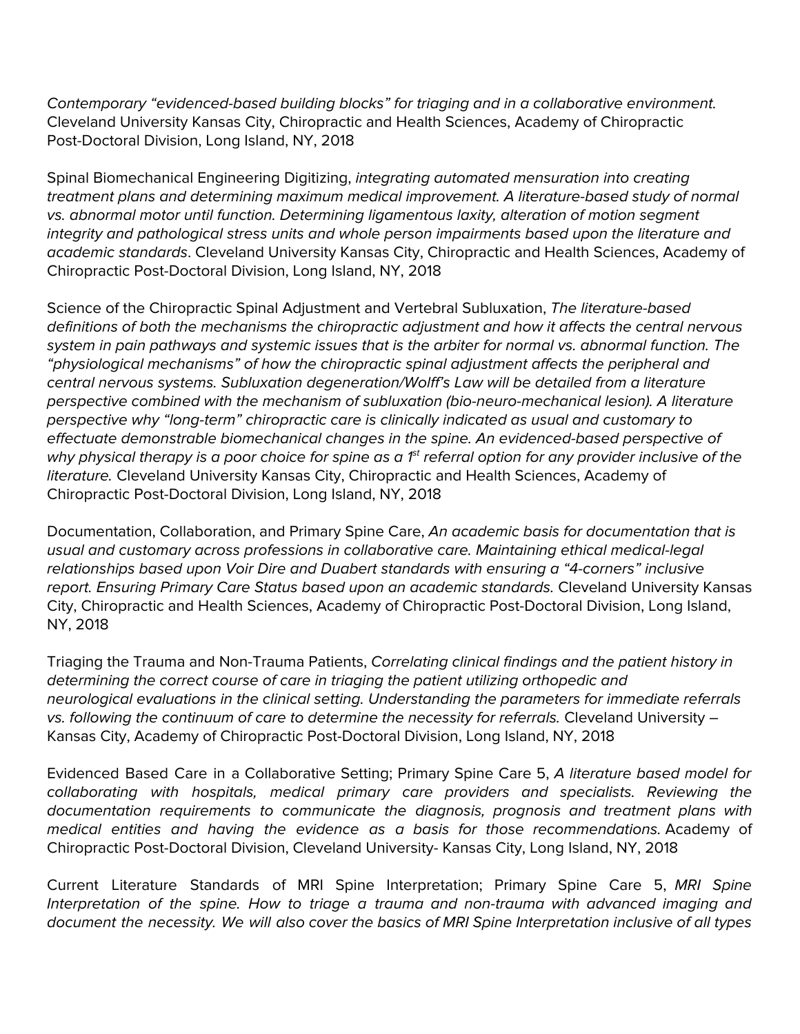*Contemporary "evidenced-based building blocks" for triaging and in a collaborative environment.* Cleveland University Kansas City, Chiropractic and Health Sciences, Academy of Chiropractic Post-Doctoral Division, Long Island, NY, 2018

Spinal Biomechanical Engineering Digitizing, *integrating automated mensuration into creating treatment plans and determining maximum medical improvement. A literature-based study of normal vs. abnormal motor until function. Determining ligamentous laxity, alteration of motion segment integrity and pathological stress units and whole person impairments based upon the literature and academic standards*. Cleveland University Kansas City, Chiropractic and Health Sciences, Academy of Chiropractic Post-Doctoral Division, Long Island, NY, 2018

Science of the Chiropractic Spinal Adjustment and Vertebral Subluxation, *The literature-based definitions of both the mechanisms the chiropractic adjustment and how it affects the central nervous system in pain pathways and systemic issues that is the arbiter for normal vs. abnormal function. The "physiological mechanisms" of how the chiropractic spinal adjustment affects the peripheral and central nervous systems. Subluxation degeneration/Wolff's Law will be detailed from a literature perspective combined with the mechanism of subluxation (bio-neuro-mechanical lesion). A literature perspective why "long-term" chiropractic care is clinically indicated as usual and customary to effectuate demonstrable biomechanical changes in the spine. An evidenced-based perspective of why physical therapy is a poor choice for spine as a 1st referral option for any provider inclusive of the literature.* Cleveland University Kansas City, Chiropractic and Health Sciences, Academy of Chiropractic Post-Doctoral Division, Long Island, NY, 2018

Documentation, Collaboration, and Primary Spine Care, *An academic basis for documentation that is usual and customary across professions in collaborative care. Maintaining ethical medical-legal relationships based upon Voir Dire and Duabert standards with ensuring a "4-corners" inclusive report. Ensuring Primary Care Status based upon an academic standards.* Cleveland University Kansas City, Chiropractic and Health Sciences, Academy of Chiropractic Post-Doctoral Division, Long Island, NY, 2018

Triaging the Trauma and Non-Trauma Patients, *Correlating clinical findings and the patient history in determining the correct course of care in triaging the patient utilizing orthopedic and neurological evaluations in the clinical setting. Understanding the parameters for immediate referrals vs. following the continuum of care to determine the necessity for referrals.* Cleveland University – Kansas City, Academy of Chiropractic Post-Doctoral Division, Long Island, NY, 2018

Evidenced Based Care in a Collaborative Setting; Primary Spine Care 5, *A literature based model for collaborating with hospitals, medical primary care providers and specialists. Reviewing the documentation requirements to communicate the diagnosis, prognosis and treatment plans with medical entities and having the evidence as a basis for those recommendations.* Academy of Chiropractic Post-Doctoral Division, Cleveland University- Kansas City, Long Island, NY, 2018

Current Literature Standards of MRI Spine Interpretation; Primary Spine Care 5, *MRI Spine Interpretation of the spine. How to triage a trauma and non-trauma with advanced imaging and document the necessity. We will also cover the basics of MRI Spine Interpretation inclusive of all types*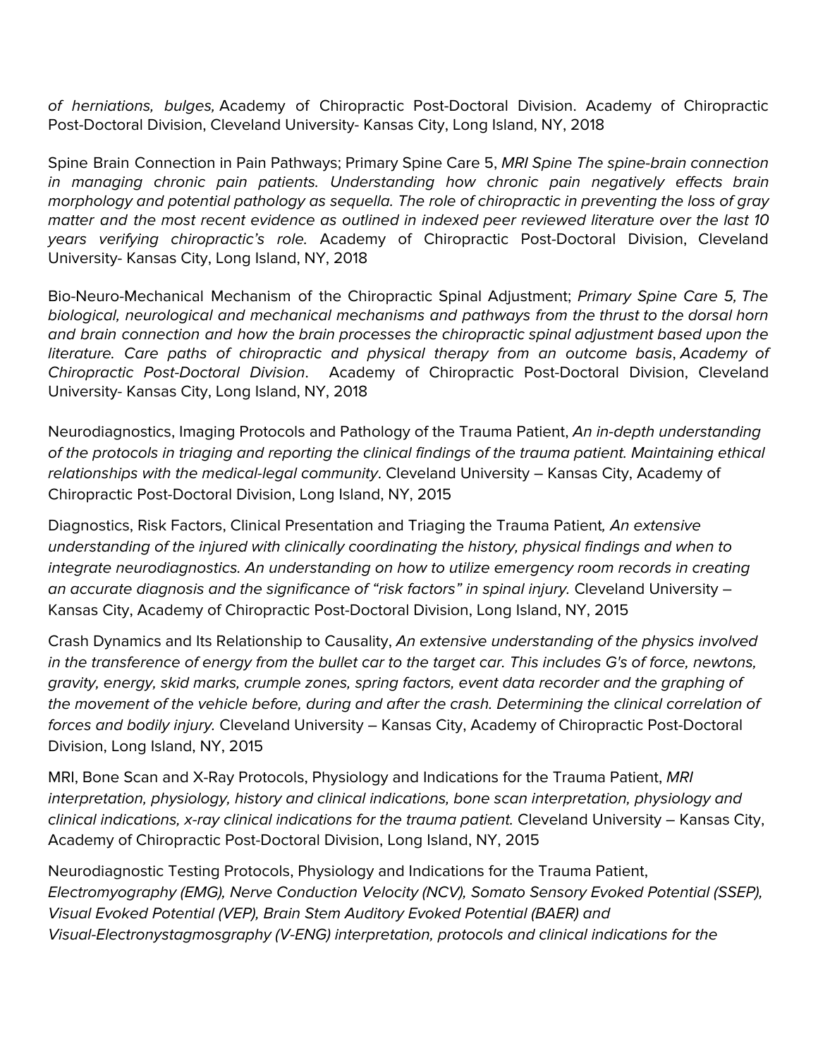*of herniations, bulges,* Academy of Chiropractic Post-Doctoral Division. Academy of Chiropractic Post-Doctoral Division, Cleveland University- Kansas City, Long Island, NY, 2018

Spine Brain Connection in Pain Pathways; Primary Spine Care 5, *MRI Spine The spine-brain connection in managing chronic pain patients. Understanding how chronic pain negatively effects brain morphology and potential pathology as sequella. The role of chiropractic in preventing the loss of gray matter and the most recent evidence as outlined in indexed peer reviewed literature over the last 10 years verifying chiropractic's role.* Academy of Chiropractic Post-Doctoral Division, Cleveland University- Kansas City, Long Island, NY, 2018

Bio-Neuro-Mechanical Mechanism of the Chiropractic Spinal Adjustment; *Primary Spine Care 5, The biological, neurological and mechanical mechanisms and pathways from the thrust to the dorsal horn and brain connection and how the brain processes the chiropractic spinal adjustment based upon the literature. Care paths of chiropractic and physical therapy from an outcome basis*, *Academy of Chiropractic Post-Doctoral Division*. Academy of Chiropractic Post-Doctoral Division, Cleveland University- Kansas City, Long Island, NY, 2018

Neurodiagnostics, Imaging Protocols and Pathology of the Trauma Patient, *An in-depth understanding of the protocols in triaging and reporting the clinical findings of the trauma patient. Maintaining ethical relationships with the medical-legal community*. Cleveland University – Kansas City, Academy of Chiropractic Post-Doctoral Division, Long Island, NY, 2015

Diagnostics, Risk Factors, Clinical Presentation and Triaging the Trauma Patient*, An extensive understanding of the injured with clinically coordinating the history, physical findings and when to integrate neurodiagnostics. An understanding on how to utilize emergency room records in creating an accurate diagnosis and the significance of "risk factors" in spinal injury.* Cleveland University – Kansas City, Academy of Chiropractic Post-Doctoral Division, Long Island, NY, 2015

Crash Dynamics and Its Relationship to Causality, *An extensive understanding of the physics involved in the transference of energy from the bullet car to the target car. This includes G's of force, newtons, gravity, energy, skid marks, crumple zones, spring factors, event data recorder and the graphing of the movement of the vehicle before, during and after the crash. Determining the clinical correlation of forces and bodily injury.* Cleveland University – Kansas City, Academy of Chiropractic Post-Doctoral Division, Long Island, NY, 2015

MRI, Bone Scan and X-Ray Protocols, Physiology and Indications for the Trauma Patient, *MRI interpretation, physiology, history and clinical indications, bone scan interpretation, physiology and clinical indications, x-ray clinical indications for the trauma patient.* Cleveland University – Kansas City, Academy of Chiropractic Post-Doctoral Division, Long Island, NY, 2015

Neurodiagnostic Testing Protocols, Physiology and Indications for the Trauma Patient, *Electromyography (EMG), Nerve Conduction Velocity (NCV), Somato Sensory Evoked Potential (SSEP), Visual Evoked Potential (VEP), Brain Stem Auditory Evoked Potential (BAER) and Visual-Electronystagmosgraphy (V-ENG) interpretation, protocols and clinical indications for the*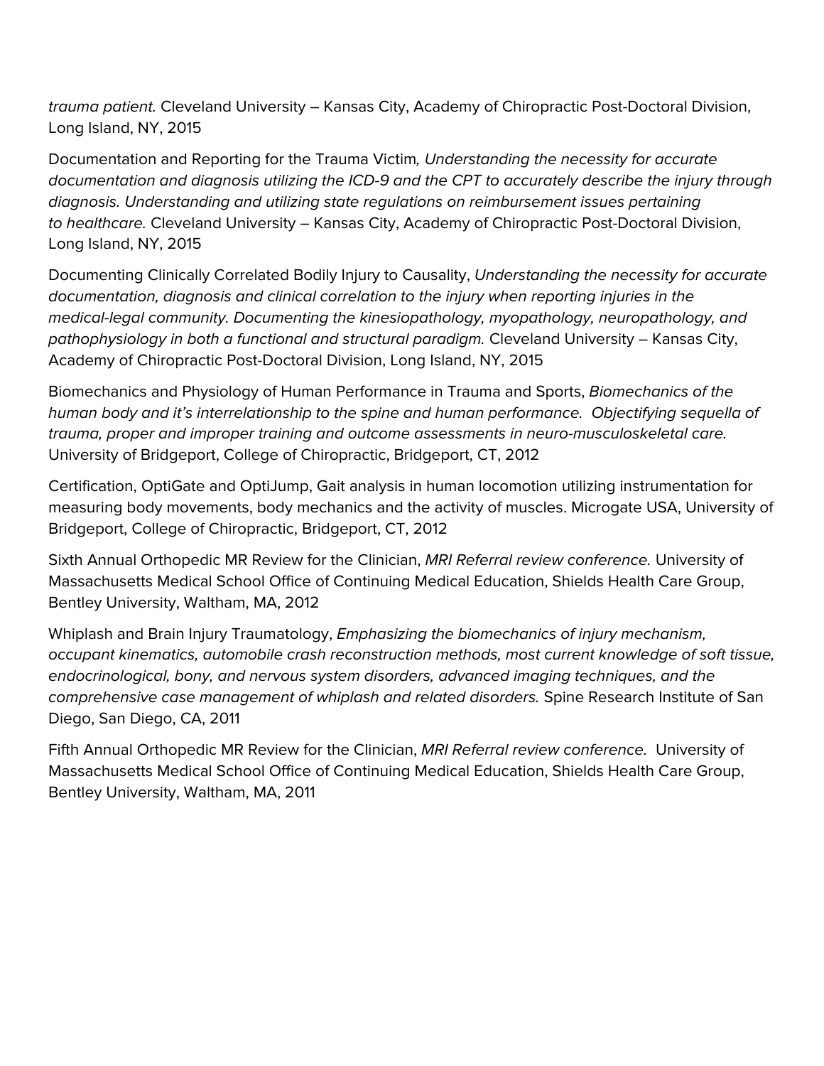*trauma patient.* Cleveland University – Kansas City, Academy of Chiropractic Post-Doctoral Division, Long Island, NY, 2015

Documentation and Reporting for the Trauma Victim*, Understanding the necessity for accurate documentation and diagnosis utilizing the ICD-9 and the CPT to accurately describe the injury through diagnosis. Understanding and utilizing state regulations on reimbursement issues pertaining to healthcare.* Cleveland University – Kansas City, Academy of Chiropractic Post-Doctoral Division, Long Island, NY, 2015

Documenting Clinically Correlated Bodily Injury to Causality, *Understanding the necessity for accurate documentation, diagnosis and clinical correlation to the injury when reporting injuries in the medical-legal community. Documenting the kinesiopathology, myopathology, neuropathology, and pathophysiology in both a functional and structural paradigm.* Cleveland University – Kansas City, Academy of Chiropractic Post-Doctoral Division, Long Island, NY, 2015

Biomechanics and Physiology of Human Performance in Trauma and Sports, *Biomechanics of the human body and it's interrelationship to the spine and human performance. Objectifying sequella of trauma, proper and improper training and outcome assessments in neuro-musculoskeletal care.* University of Bridgeport, College of Chiropractic, Bridgeport, CT, 2012

Certification, OptiGate and OptiJump, Gait analysis in human locomotion utilizing instrumentation for measuring body movements, body mechanics and the activity of muscles. Microgate USA, University of Bridgeport, College of Chiropractic, Bridgeport, CT, 2012

Sixth Annual Orthopedic MR Review for the Clinician, *MRI Referral review conference.* University of Massachusetts Medical School Office of Continuing Medical Education, Shields Health Care Group, Bentley University, Waltham, MA, 2012

Whiplash and Brain Injury Traumatology, *Emphasizing the biomechanics of injury mechanism, occupant kinematics, automobile crash reconstruction methods, most current knowledge of soft tissue, endocrinological, bony, and nervous system disorders, advanced imaging techniques, and the comprehensive case management of whiplash and related disorders.* Spine Research Institute of San Diego, San Diego, CA, 2011

Fifth Annual Orthopedic MR Review for the Clinician, *MRI Referral review conference.* University of Massachusetts Medical School Office of Continuing Medical Education, Shields Health Care Group, Bentley University, Waltham, MA, 2011